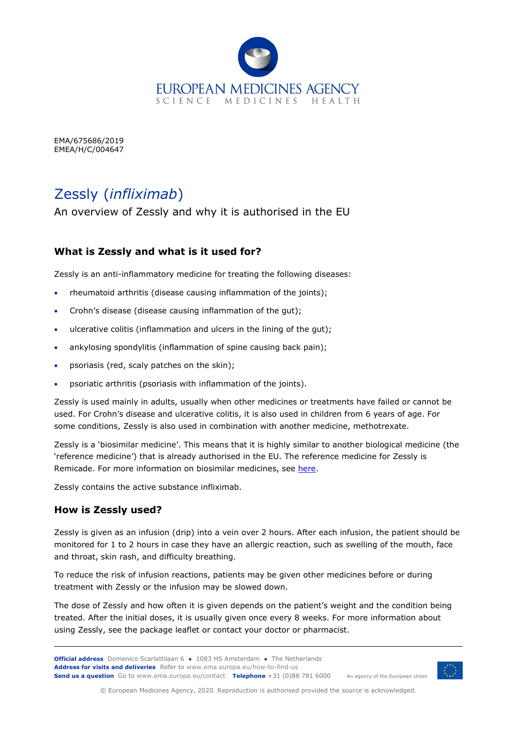EUROPEAN MEDICINES AGENCY
SCIENCE MEDICINES HEALTH

EMA/675686/2019
EMEA/H/C/004647

# Zessly (*infliximab*)

An overview of Zessly and why it is authorised in the EU

## What is Zessly and what is it used for?

Zessly is an anti-inflammatory medicine for treating the following diseases:

- rheumatoid arthritis (disease causing inflammation of the joints);
- Crohn's disease (disease causing inflammation of the gut);
- ulcerative colitis (inflammation and ulcers in the lining of the gut);
- ankylosing spondylitis (inflammation of spine causing back pain);
- psoriasis (red, scaly patches on the skin);
- psoriatic arthritis (psoriasis with inflammation of the joints).

Zessly is used mainly in adults, usually when other medicines or treatments have failed or cannot be used. For Crohn's disease and ulcerative colitis, it is also used in children from 6 years of age. For some conditions, Zessly is also used in combination with another medicine, methotrexate.

Zessly is a 'biosimilar medicine'. This means that it is highly similar to another biological medicine (the 'reference medicine') that is already authorised in the EU. The reference medicine for Zessly is Remicade. For more information on biosimilar medicines, see here.

Zessly contains the active substance infliximab.

## How is Zessly used?

Zessly is given as an infusion (drip) into a vein over 2 hours. After each infusion, the patient should be monitored for 1 to 2 hours in case they have an allergic reaction, such as swelling of the mouth, face and throat, skin rash, and difficulty breathing.

To reduce the risk of infusion reactions, patients may be given other medicines before or during treatment with Zessly or the infusion may be slowed down.

The dose of Zessly and how often it is given depends on the patient's weight and the condition being treated. After the initial doses, it is usually given once every 8 weeks. For more information about using Zessly, see the package leaflet or contact your doctor or pharmacist.

**Official address** Domenico Scarlattilaan 6 • 1083 HS Amsterdam • The Netherlands
**Address for visits and deliveries** Refer to www.ema.europa.eu/how-to-find-us
**Send us a question** Go to www.ema.europa.eu/contact **Telephone** +31 (0)88 781 6000

An agency of the European Union

© European Medicines Agency, 2020. Reproduction is authorised provided the source is acknowledged.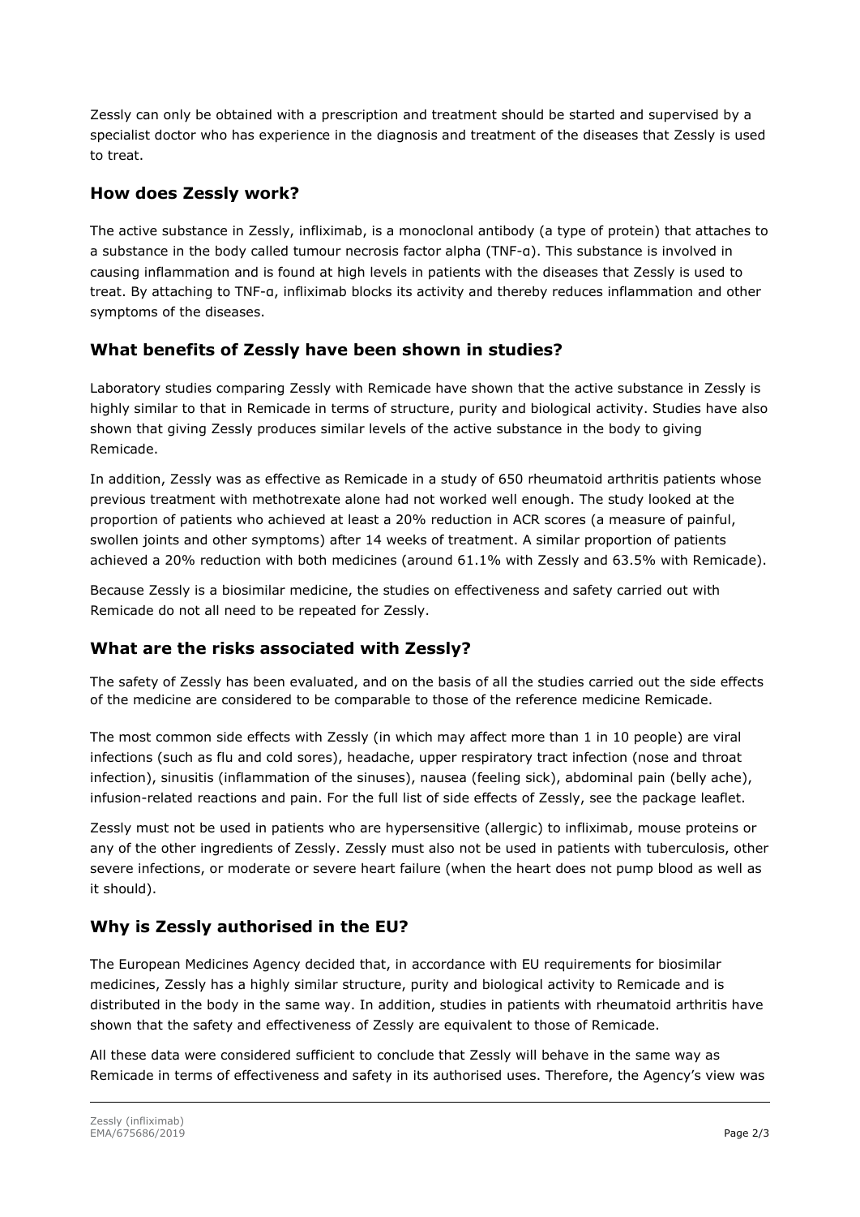Zessly can only be obtained with a prescription and treatment should be started and supervised by a specialist doctor who has experience in the diagnosis and treatment of the diseases that Zessly is used to treat.

## How does Zessly work?

The active substance in Zessly, infliximab, is a monoclonal antibody (a type of protein) that attaches to a substance in the body called tumour necrosis factor alpha (TNF-α). This substance is involved in causing inflammation and is found at high levels in patients with the diseases that Zessly is used to treat. By attaching to TNF-α, infliximab blocks its activity and thereby reduces inflammation and other symptoms of the diseases.

## What benefits of Zessly have been shown in studies?

Laboratory studies comparing Zessly with Remicade have shown that the active substance in Zessly is highly similar to that in Remicade in terms of structure, purity and biological activity. Studies have also shown that giving Zessly produces similar levels of the active substance in the body to giving Remicade.

In addition, Zessly was as effective as Remicade in a study of 650 rheumatoid arthritis patients whose previous treatment with methotrexate alone had not worked well enough. The study looked at the proportion of patients who achieved at least a 20% reduction in ACR scores (a measure of painful, swollen joints and other symptoms) after 14 weeks of treatment. A similar proportion of patients achieved a 20% reduction with both medicines (around 61.1% with Zessly and 63.5% with Remicade).

Because Zessly is a biosimilar medicine, the studies on effectiveness and safety carried out with Remicade do not all need to be repeated for Zessly.

## What are the risks associated with Zessly?

The safety of Zessly has been evaluated, and on the basis of all the studies carried out the side effects of the medicine are considered to be comparable to those of the reference medicine Remicade.

The most common side effects with Zessly (in which may affect more than 1 in 10 people) are viral infections (such as flu and cold sores), headache, upper respiratory tract infection (nose and throat infection), sinusitis (inflammation of the sinuses), nausea (feeling sick), abdominal pain (belly ache), infusion-related reactions and pain. For the full list of side effects of Zessly, see the package leaflet.

Zessly must not be used in patients who are hypersensitive (allergic) to infliximab, mouse proteins or any of the other ingredients of Zessly. Zessly must also not be used in patients with tuberculosis, other severe infections, or moderate or severe heart failure (when the heart does not pump blood as well as it should).

## Why is Zessly authorised in the EU?

The European Medicines Agency decided that, in accordance with EU requirements for biosimilar medicines, Zessly has a highly similar structure, purity and biological activity to Remicade and is distributed in the body in the same way. In addition, studies in patients with rheumatoid arthritis have shown that the safety and effectiveness of Zessly are equivalent to those of Remicade.

All these data were considered sufficient to conclude that Zessly will behave in the same way as Remicade in terms of effectiveness and safety in its authorised uses. Therefore, the Agency's view was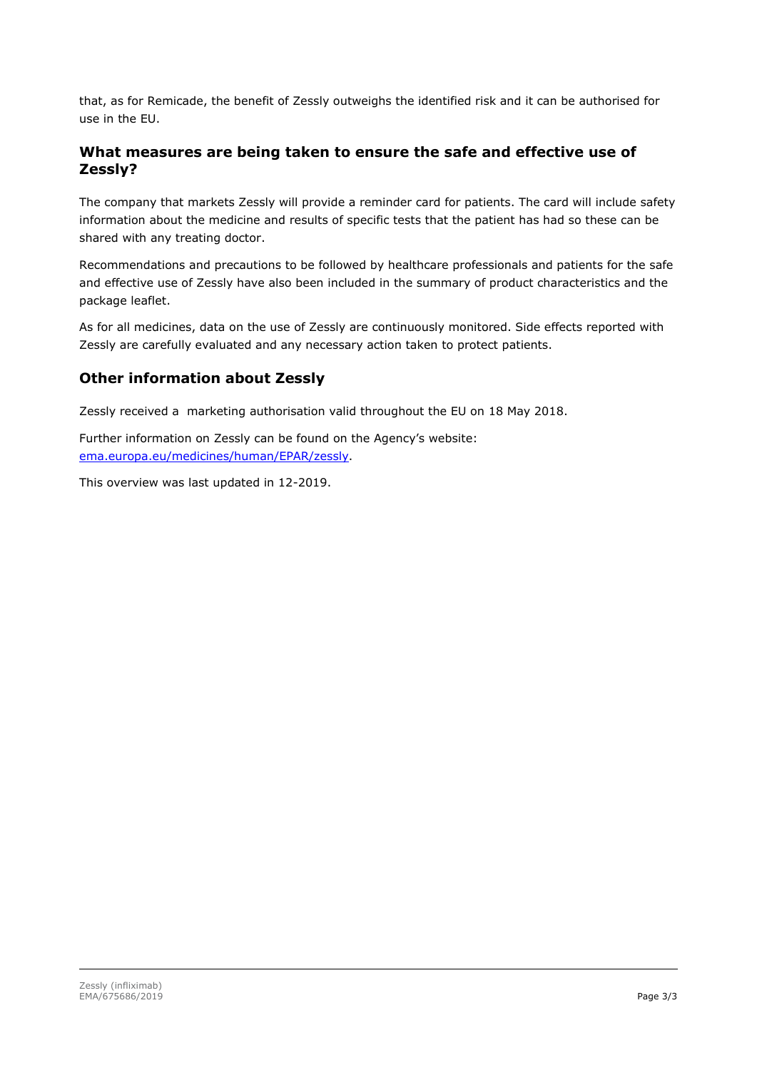that, as for Remicade, the benefit of Zessly outweighs the identified risk and it can be authorised for use in the EU.

## What measures are being taken to ensure the safe and effective use of Zessly?

The company that markets Zessly will provide a reminder card for patients. The card will include safety information about the medicine and results of specific tests that the patient has had so these can be shared with any treating doctor.

Recommendations and precautions to be followed by healthcare professionals and patients for the safe and effective use of Zessly have also been included in the summary of product characteristics and the package leaflet.

As for all medicines, data on the use of Zessly are continuously monitored. Side effects reported with Zessly are carefully evaluated and any necessary action taken to protect patients.

## Other information about Zessly

Zessly received a marketing authorisation valid throughout the EU on 18 May 2018.

Further information on Zessly can be found on the Agency's website: [ema.europa.eu/medicines/human/EPAR/zessly](ema.europa.eu/medicines/human/EPAR/zessly).

This overview was last updated in 12-2019.